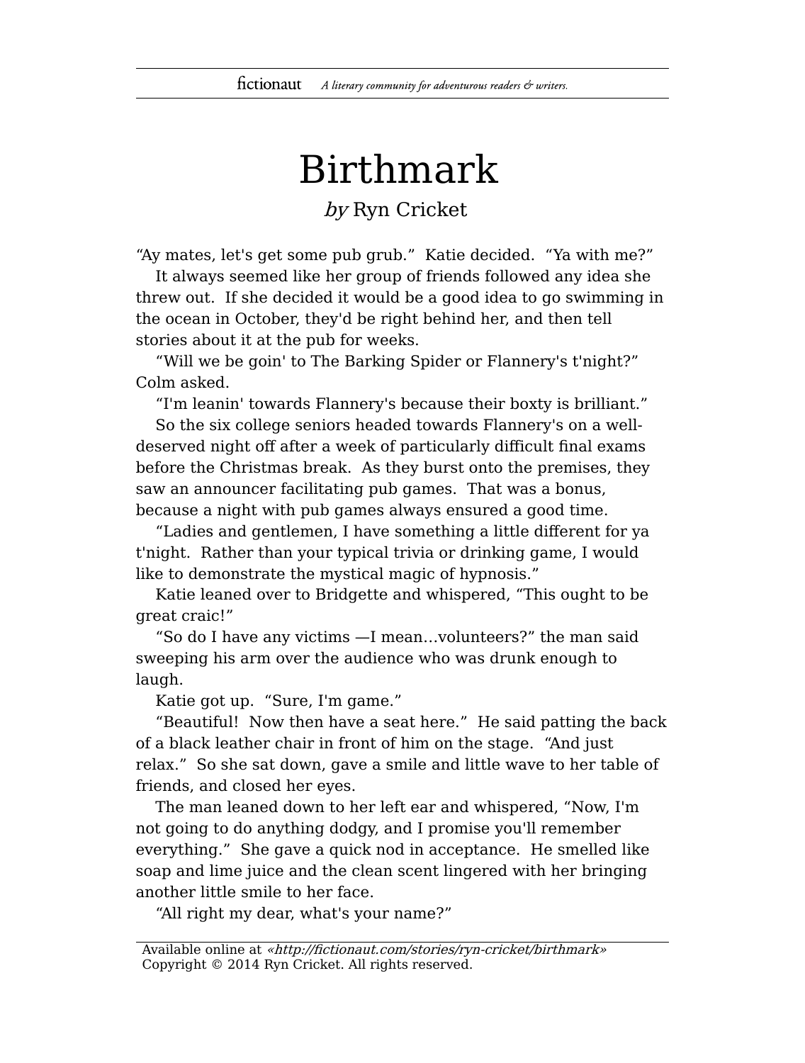# Birthmark

*by* Ryn Cricket

"Ay mates, let's get some pub grub." Katie decided. "Ya with me?"

It always seemed like her group of friends followed any idea she threw out. If she decided it would be a good idea to go swimming in the ocean in October, they'd be right behind her, and then tell stories about it at the pub for weeks.

"Will we be goin' to The Barking Spider or Flannery's t'night?" Colm asked.

"I'm leanin' towards Flannery's because their boxty is brilliant."

So the six college seniors headed towards Flannery's on a well-deserved night off after a week of particularly difficult final exams before the Christmas break. As they burst onto the premises, they saw an announcer facilitating pub games. That was a bonus, because a night with pub games always ensured a good time.

"Ladies and gentlemen, I have something a little different for ya t'night. Rather than your typical trivia or drinking game, I would like to demonstrate the mystical magic of hypnosis."

Katie leaned over to Bridgette and whispered, "This ought to be great craic!"

"So do I have any victims —I mean…volunteers?" the man said sweeping his arm over the audience who was drunk enough to laugh.

Katie got up. "Sure, I'm game."

"Beautiful! Now then have a seat here." He said patting the back of a black leather chair in front of him on the stage. "And just relax." So she sat down, gave a smile and little wave to her table of friends, and closed her eyes.

The man leaned down to her left ear and whispered, "Now, I'm not going to do anything dodgy, and I promise you'll remember everything." She gave a quick nod in acceptance. He smelled like soap and lime juice and the clean scent lingered with her bringing another little smile to her face.

"All right my dear, what's your name?"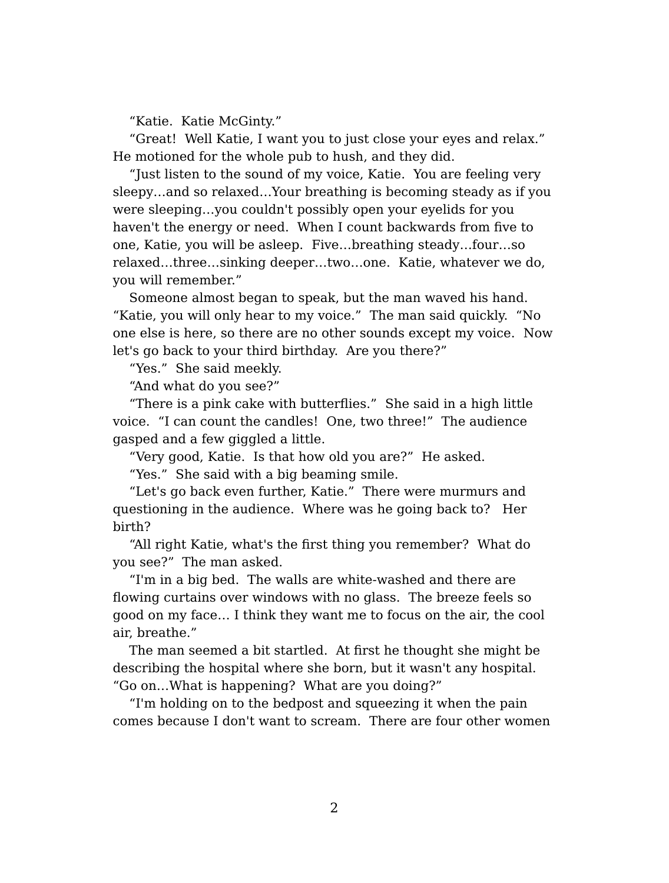"Katie. Katie McGinty."

"Great! Well Katie, I want you to just close your eyes and relax." He motioned for the whole pub to hush, and they did.

"Just listen to the sound of my voice, Katie. You are feeling very sleepy…and so relaxed…Your breathing is becoming steady as if you were sleeping…you couldn't possibly open your eyelids for you haven't the energy or need. When I count backwards from five to one, Katie, you will be asleep. Five…breathing steady…four…so relaxed…three…sinking deeper…two…one. Katie, whatever we do, you will remember."

Someone almost began to speak, but the man waved his hand. "Katie, you will only hear to my voice." The man said quickly. "No one else is here, so there are no other sounds except my voice. Now let's go back to your third birthday. Are you there?"

"Yes." She said meekly.

"And what do you see?"

"There is a pink cake with butterflies." She said in a high little voice. "I can count the candles! One, two three!" The audience gasped and a few giggled a little.

"Very good, Katie. Is that how old you are?" He asked.

"Yes." She said with a big beaming smile.

"Let's go back even further, Katie." There were murmurs and questioning in the audience. Where was he going back to? Her birth?

"All right Katie, what's the first thing you remember? What do you see?" The man asked.

"I'm in a big bed. The walls are white-washed and there are flowing curtains over windows with no glass. The breeze feels so good on my face… I think they want me to focus on the air, the cool air, breathe."

The man seemed a bit startled. At first he thought she might be describing the hospital where she born, but it wasn't any hospital. "Go on…What is happening? What are you doing?"

"I'm holding on to the bedpost and squeezing it when the pain comes because I don't want to scream. There are four other women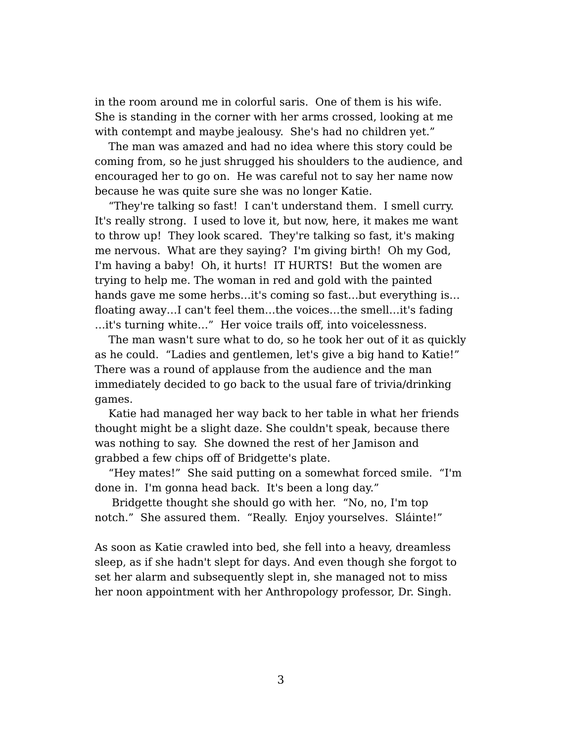in the room around me in colorful saris. One of them is his wife. She is standing in the corner with her arms crossed, looking at me with contempt and maybe jealousy. She's had no children yet."

The man was amazed and had no idea where this story could be coming from, so he just shrugged his shoulders to the audience, and encouraged her to go on. He was careful not to say her name now because he was quite sure she was no longer Katie.

"They're talking so fast! I can't understand them. I smell curry. It's really strong. I used to love it, but now, here, it makes me want to throw up! They look scared. They're talking so fast, it's making me nervous. What are they saying? I'm giving birth! Oh my God, I'm having a baby! Oh, it hurts! IT HURTS! But the women are trying to help me. The woman in red and gold with the painted hands gave me some herbs…it's coming so fast…but everything is…floating away…I can't feel them…the voices…the smell…it's fading…it's turning white…" Her voice trails off, into voicelessness.

The man wasn't sure what to do, so he took her out of it as quickly as he could. "Ladies and gentlemen, let's give a big hand to Katie!" There was a round of applause from the audience and the man immediately decided to go back to the usual fare of trivia/drinking games.

Katie had managed her way back to her table in what her friends thought might be a slight daze. She couldn't speak, because there was nothing to say. She downed the rest of her Jamison and grabbed a few chips off of Bridgette's plate.

"Hey mates!" She said putting on a somewhat forced smile. "I'm done in. I'm gonna head back. It's been a long day."

Bridgette thought she should go with her. "No, no, I'm top notch." She assured them. "Really. Enjoy yourselves. Sláinte!"

As soon as Katie crawled into bed, she fell into a heavy, dreamless sleep, as if she hadn't slept for days. And even though she forgot to set her alarm and subsequently slept in, she managed not to miss her noon appointment with her Anthropology professor, Dr. Singh.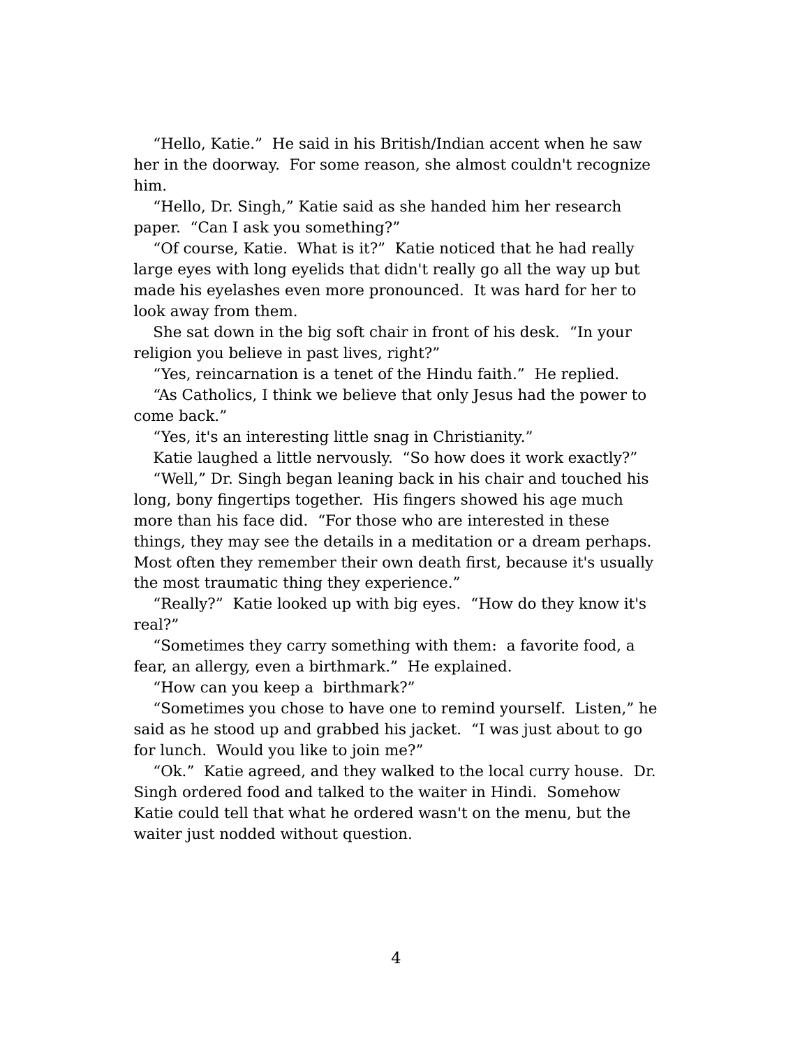"Hello, Katie." He said in his British/Indian accent when he saw her in the doorway. For some reason, she almost couldn't recognize him.

"Hello, Dr. Singh," Katie said as she handed him her research paper. "Can I ask you something?"

"Of course, Katie. What is it?" Katie noticed that he had really large eyes with long eyelids that didn't really go all the way up but made his eyelashes even more pronounced. It was hard for her to look away from them.

She sat down in the big soft chair in front of his desk. "In your religion you believe in past lives, right?"

"Yes, reincarnation is a tenet of the Hindu faith." He replied.

"As Catholics, I think we believe that only Jesus had the power to come back."

"Yes, it's an interesting little snag in Christianity."

Katie laughed a little nervously. "So how does it work exactly?"

"Well," Dr. Singh began leaning back in his chair and touched his long, bony fingertips together. His fingers showed his age much more than his face did. "For those who are interested in these things, they may see the details in a meditation or a dream perhaps. Most often they remember their own death first, because it's usually the most traumatic thing they experience."

"Really?" Katie looked up with big eyes. "How do they know it's real?"

"Sometimes they carry something with them: a favorite food, a fear, an allergy, even a birthmark." He explained.

"How can you keep a birthmark?"

"Sometimes you chose to have one to remind yourself. Listen," he said as he stood up and grabbed his jacket. "I was just about to go for lunch. Would you like to join me?"

"Ok." Katie agreed, and they walked to the local curry house. Dr. Singh ordered food and talked to the waiter in Hindi. Somehow Katie could tell that what he ordered wasn't on the menu, but the waiter just nodded without question.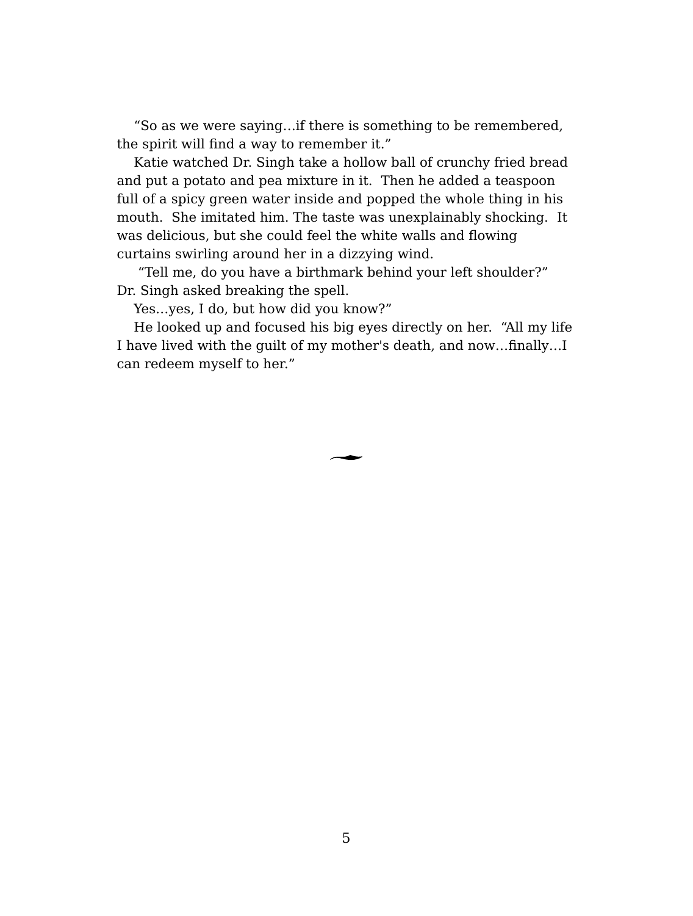“So as we were saying…if there is something to be remembered, the spirit will find a way to remember it.”

Katie watched Dr. Singh take a hollow ball of crunchy fried bread and put a potato and pea mixture in it.  Then he added a teaspoon full of a spicy green water inside and popped the whole thing in his mouth.  She imitated him. The taste was unexplainably shocking.  It was delicious, but she could feel the white walls and flowing curtains swirling around her in a dizzying wind.

“Tell me, do you have a birthmark behind your left shoulder?” Dr. Singh asked breaking the spell.

Yes…yes, I do, but how did you know?”

He looked up and focused his big eyes directly on her.  “All my life I have lived with the guilt of my mother's death, and now…finally…I can redeem myself to her.”